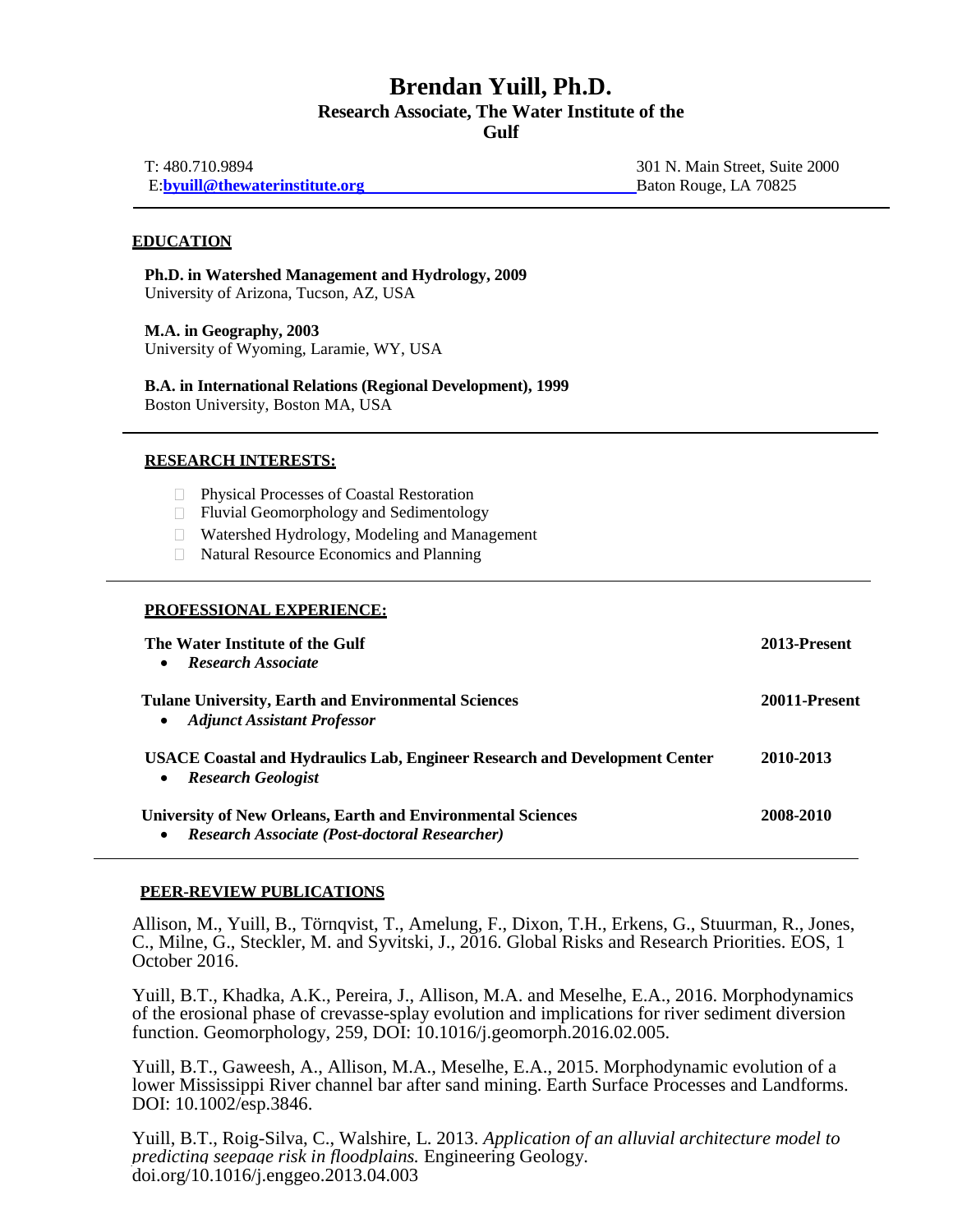# Brendan Yuill, Ph.D.

**Research Associate, The Water Institute of the Gulf**

T: 480.710.9894
E:**byuill@thewaterinstitute.org**

301 N. Main Street, Suite 2000
Baton Rouge, LA 70825

## EDUCATION

**Ph.D. in Watershed Management and Hydrology, 2009**
University of Arizona, Tucson, AZ, USA

**M.A. in Geography, 2003**
University of Wyoming, Laramie, WY, USA

**B.A. in International Relations (Regional Development), 1999**
Boston University, Boston MA, USA

## RESEARCH INTERESTS:

- Physical Processes of Coastal Restoration
- Fluvial Geomorphology and Sedimentology
- Watershed Hydrology, Modeling and Management
- Natural Resource Economics and Planning

## PROFESSIONAL EXPERIENCE:

**The Water Institute of the Gulf** — **2013-Present**
- ***Research Associate***

**Tulane University, Earth and Environmental Sciences** — **20011-Present**
- ***Adjunct Assistant Professor***

**USACE Coastal and Hydraulics Lab, Engineer Research and Development Center** — **2010-2013**
- ***Research Geologist***

**University of New Orleans, Earth and Environmental Sciences** — **2008-2010**
- ***Research Associate (Post-doctoral Researcher)***

## PEER-REVIEW PUBLICATIONS

Allison, M., Yuill, B., Törnqvist, T., Amelung, F., Dixon, T.H., Erkens, G., Stuurman, R., Jones, C., Milne, G., Steckler, M. and Syvitski, J., 2016. Global Risks and Research Priorities. EOS, 1 October 2016.

Yuill, B.T., Khadka, A.K., Pereira, J., Allison, M.A. and Meselhe, E.A., 2016. Morphodynamics of the erosional phase of crevasse-splay evolution and implications for river sediment diversion function. Geomorphology, 259, DOI: 10.1016/j.geomorph.2016.02.005.

Yuill, B.T., Gaweesh, A., Allison, M.A., Meselhe, E.A., 2015. Morphodynamic evolution of a lower Mississippi River channel bar after sand mining. Earth Surface Processes and Landforms. DOI: 10.1002/esp.3846.

Yuill, B.T., Roig-Silva, C., Walshire, L. 2013. *Application of an alluvial architecture model to predicting seepage risk in floodplains.* Engineering Geology. doi.org/10.1016/j.enggeo.2013.04.003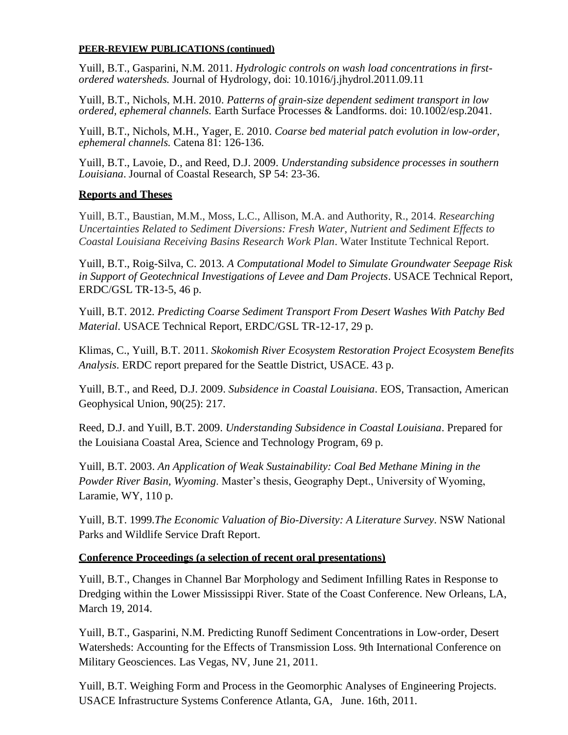**PEER-REVIEW PUBLICATIONS (continued)**

Yuill, B.T., Gasparini, N.M. 2011. *Hydrologic controls on wash load concentrations in first-ordered watersheds.* Journal of Hydrology, doi: 10.1016/j.jhydrol.2011.09.11

Yuill, B.T., Nichols, M.H. 2010. *Patterns of grain-size dependent sediment transport in low ordered, ephemeral channels.* Earth Surface Processes & Landforms. doi: 10.1002/esp.2041.

Yuill, B.T., Nichols, M.H., Yager, E. 2010. *Coarse bed material patch evolution in low-order, ephemeral channels.* Catena 81: 126-136.

Yuill, B.T., Lavoie, D., and Reed, D.J. 2009. *Understanding subsidence processes in southern Louisiana*. Journal of Coastal Research, SP 54: 23-36.

## Reports and Theses

Yuill, B.T., Baustian, M.M., Moss, L.C., Allison, M.A. and Authority, R., 2014. *Researching Uncertainties Related to Sediment Diversions: Fresh Water, Nutrient and Sediment Effects to Coastal Louisiana Receiving Basins Research Work Plan*. Water Institute Technical Report.

Yuill, B.T., Roig-Silva, C. 2013. *A Computational Model to Simulate Groundwater Seepage Risk in Support of Geotechnical Investigations of Levee and Dam Projects*. USACE Technical Report, ERDC/GSL TR-13-5, 46 p.

Yuill, B.T. 2012. *Predicting Coarse Sediment Transport From Desert Washes With Patchy Bed Material*. USACE Technical Report, ERDC/GSL TR-12-17, 29 p.

Klimas, C., Yuill, B.T. 2011. *Skokomish River Ecosystem Restoration Project Ecosystem Benefits Analysis*. ERDC report prepared for the Seattle District, USACE. 43 p.

Yuill, B.T., and Reed, D.J. 2009. *Subsidence in Coastal Louisiana*. EOS, Transaction, American Geophysical Union, 90(25): 217.

Reed, D.J. and Yuill, B.T. 2009. *Understanding Subsidence in Coastal Louisiana*. Prepared for the Louisiana Coastal Area, Science and Technology Program, 69 p.

Yuill, B.T. 2003. *An Application of Weak Sustainability: Coal Bed Methane Mining in the Powder River Basin, Wyoming*. Master's thesis, Geography Dept., University of Wyoming, Laramie, WY, 110 p.

Yuill, B.T. 1999.*The Economic Valuation of Bio-Diversity: A Literature Survey*. NSW National Parks and Wildlife Service Draft Report.

## Conference Proceedings (a selection of recent oral presentations)

Yuill, B.T., Changes in Channel Bar Morphology and Sediment Infilling Rates in Response to Dredging within the Lower Mississippi River. State of the Coast Conference. New Orleans, LA, March 19, 2014.

Yuill, B.T., Gasparini, N.M. Predicting Runoff Sediment Concentrations in Low-order, Desert Watersheds: Accounting for the Effects of Transmission Loss. 9th International Conference on Military Geosciences. Las Vegas, NV, June 21, 2011.

Yuill, B.T. Weighing Form and Process in the Geomorphic Analyses of Engineering Projects. USACE Infrastructure Systems Conference Atlanta, GA, June. 16th, 2011.